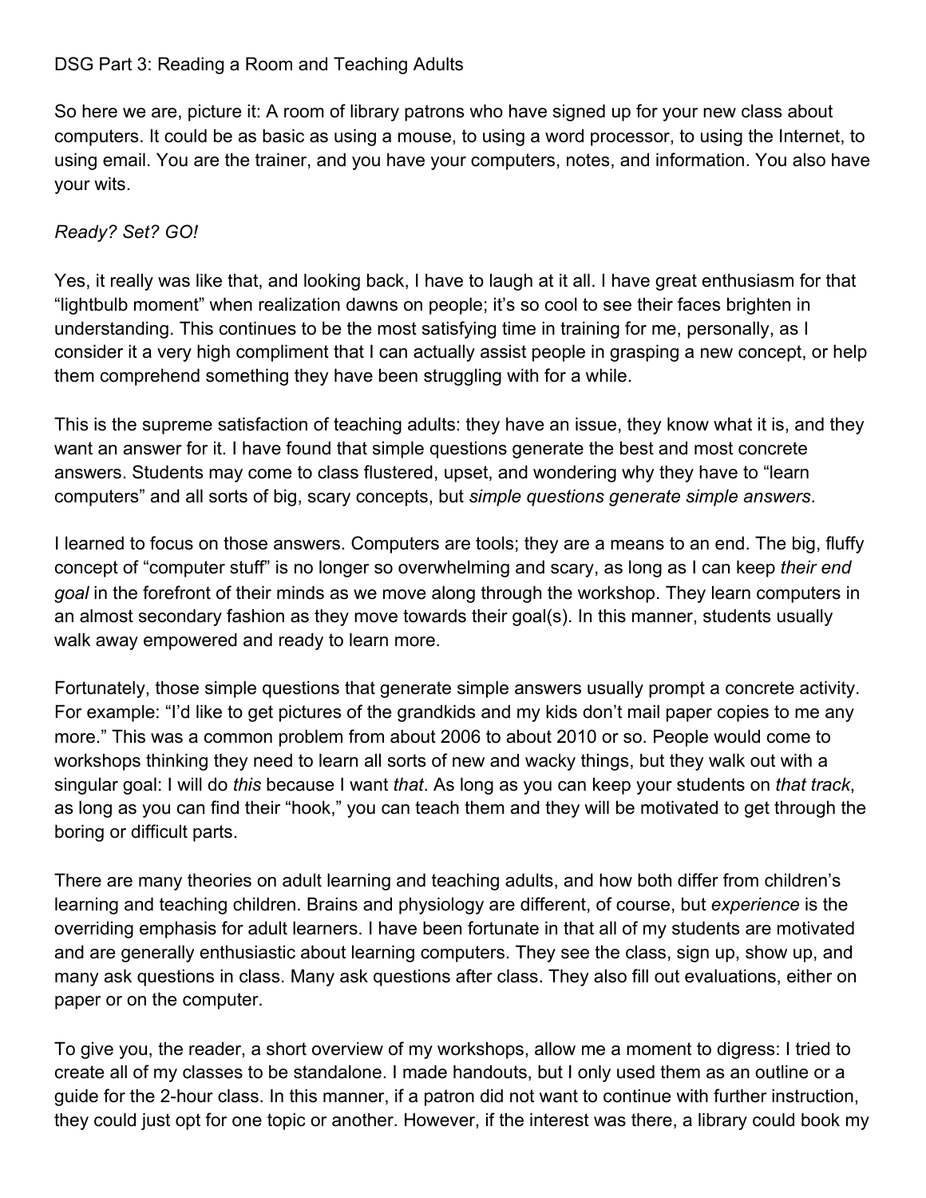# DSG Part 3: Reading a Room and Teaching Adults

So here we are, picture it: A room of library patrons who have signed up for your new class about computers. It could be as basic as using a mouse, to using a word processor, to using the Internet, to using email. You are the trainer, and you have your computers, notes, and information. You also have your wits.

*Ready? Set? GO!*

Yes, it really was like that, and looking back, I have to laugh at it all. I have great enthusiasm for that "lightbulb moment" when realization dawns on people; it's so cool to see their faces brighten in understanding. This continues to be the most satisfying time in training for me, personally, as I consider it a very high compliment that I can actually assist people in grasping a new concept, or help them comprehend something they have been struggling with for a while.

This is the supreme satisfaction of teaching adults: they have an issue, they know what it is, and they want an answer for it. I have found that simple questions generate the best and most concrete answers. Students may come to class flustered, upset, and wondering why they have to "learn computers" and all sorts of big, scary concepts, but *simple questions generate simple answers*.

I learned to focus on those answers. Computers are tools; they are a means to an end. The big, fluffy concept of "computer stuff" is no longer so overwhelming and scary, as long as I can keep *their end goal* in the forefront of their minds as we move along through the workshop. They learn computers in an almost secondary fashion as they move towards their goal(s). In this manner, students usually walk away empowered and ready to learn more.

Fortunately, those simple questions that generate simple answers usually prompt a concrete activity. For example: "I'd like to get pictures of the grandkids and my kids don't mail paper copies to me any more." This was a common problem from about 2006 to about 2010 or so. People would come to workshops thinking they need to learn all sorts of new and wacky things, but they walk out with a singular goal: I will do *this* because I want *that*. As long as you can keep your students on *that track*, as long as you can find their "hook," you can teach them and they will be motivated to get through the boring or difficult parts.

There are many theories on adult learning and teaching adults, and how both differ from children's learning and teaching children. Brains and physiology are different, of course, but *experience* is the overriding emphasis for adult learners. I have been fortunate in that all of my students are motivated and are generally enthusiastic about learning computers. They see the class, sign up, show up, and many ask questions in class. Many ask questions after class. They also fill out evaluations, either on paper or on the computer.

To give you, the reader, a short overview of my workshops, allow me a moment to digress: I tried to create all of my classes to be standalone. I made handouts, but I only used them as an outline or a guide for the 2-hour class. In this manner, if a patron did not want to continue with further instruction, they could just opt for one topic or another. However, if the interest was there, a library could book my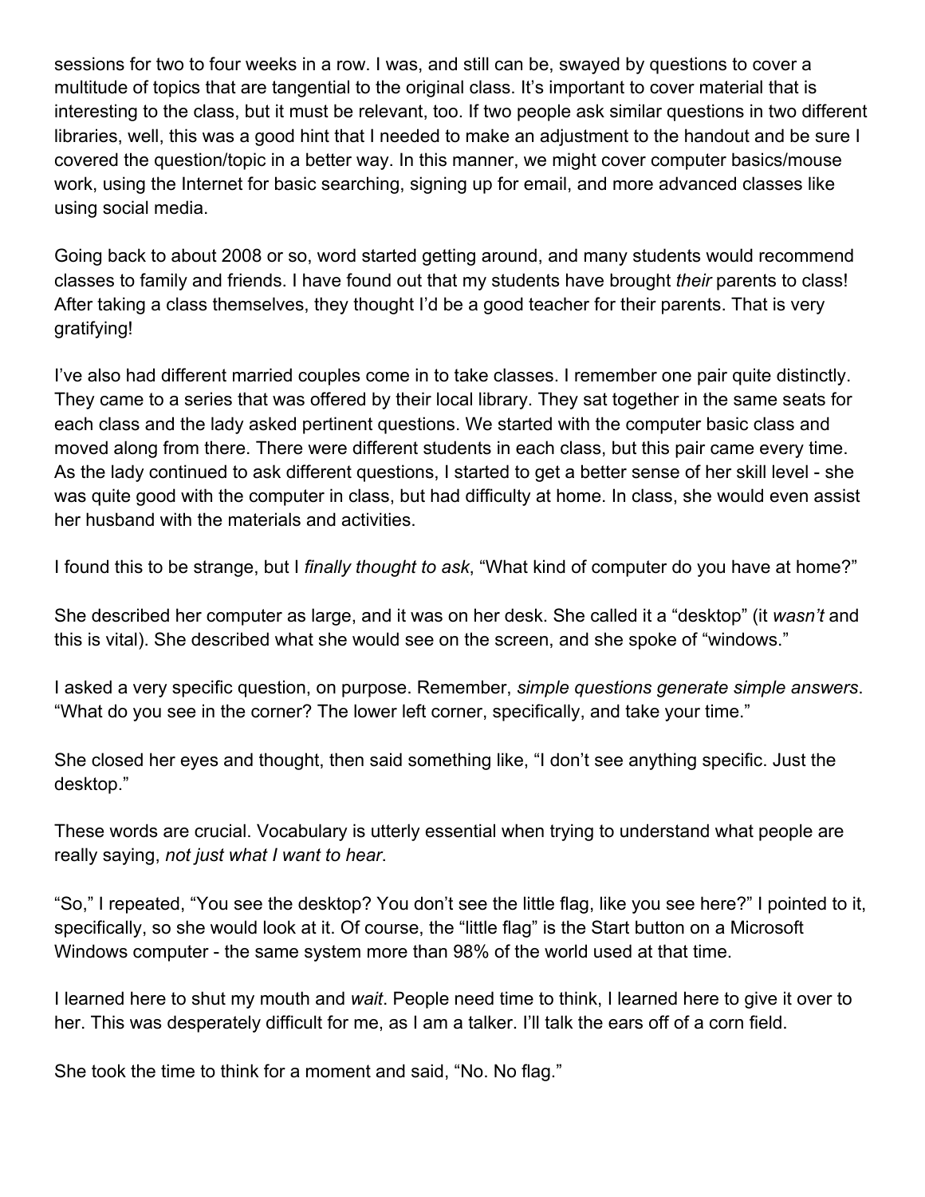sessions for two to four weeks in a row. I was, and still can be, swayed by questions to cover a multitude of topics that are tangential to the original class. It's important to cover material that is interesting to the class, but it must be relevant, too. If two people ask similar questions in two different libraries, well, this was a good hint that I needed to make an adjustment to the handout and be sure I covered the question/topic in a better way. In this manner, we might cover computer basics/mouse work, using the Internet for basic searching, signing up for email, and more advanced classes like using social media.

Going back to about 2008 or so, word started getting around, and many students would recommend classes to family and friends. I have found out that my students have brought *their* parents to class! After taking a class themselves, they thought I'd be a good teacher for their parents. That is very gratifying!

I've also had different married couples come in to take classes. I remember one pair quite distinctly. They came to a series that was offered by their local library. They sat together in the same seats for each class and the lady asked pertinent questions. We started with the computer basic class and moved along from there. There were different students in each class, but this pair came every time. As the lady continued to ask different questions, I started to get a better sense of her skill level - she was quite good with the computer in class, but had difficulty at home. In class, she would even assist her husband with the materials and activities.

I found this to be strange, but I *finally thought to ask*, "What kind of computer do you have at home?"

She described her computer as large, and it was on her desk. She called it a "desktop" (it *wasn't* and this is vital). She described what she would see on the screen, and she spoke of "windows."

I asked a very specific question, on purpose. Remember, *simple questions generate simple answers*. "What do you see in the corner? The lower left corner, specifically, and take your time."

She closed her eyes and thought, then said something like, "I don't see anything specific. Just the desktop."

These words are crucial. Vocabulary is utterly essential when trying to understand what people are really saying, *not just what I want to hear*.

"So," I repeated, "You see the desktop? You don't see the little flag, like you see here?" I pointed to it, specifically, so she would look at it. Of course, the "little flag" is the Start button on a Microsoft Windows computer - the same system more than 98% of the world used at that time.

I learned here to shut my mouth and *wait*. People need time to think, I learned here to give it over to her. This was desperately difficult for me, as I am a talker. I'll talk the ears off of a corn field.

She took the time to think for a moment and said, "No. No flag."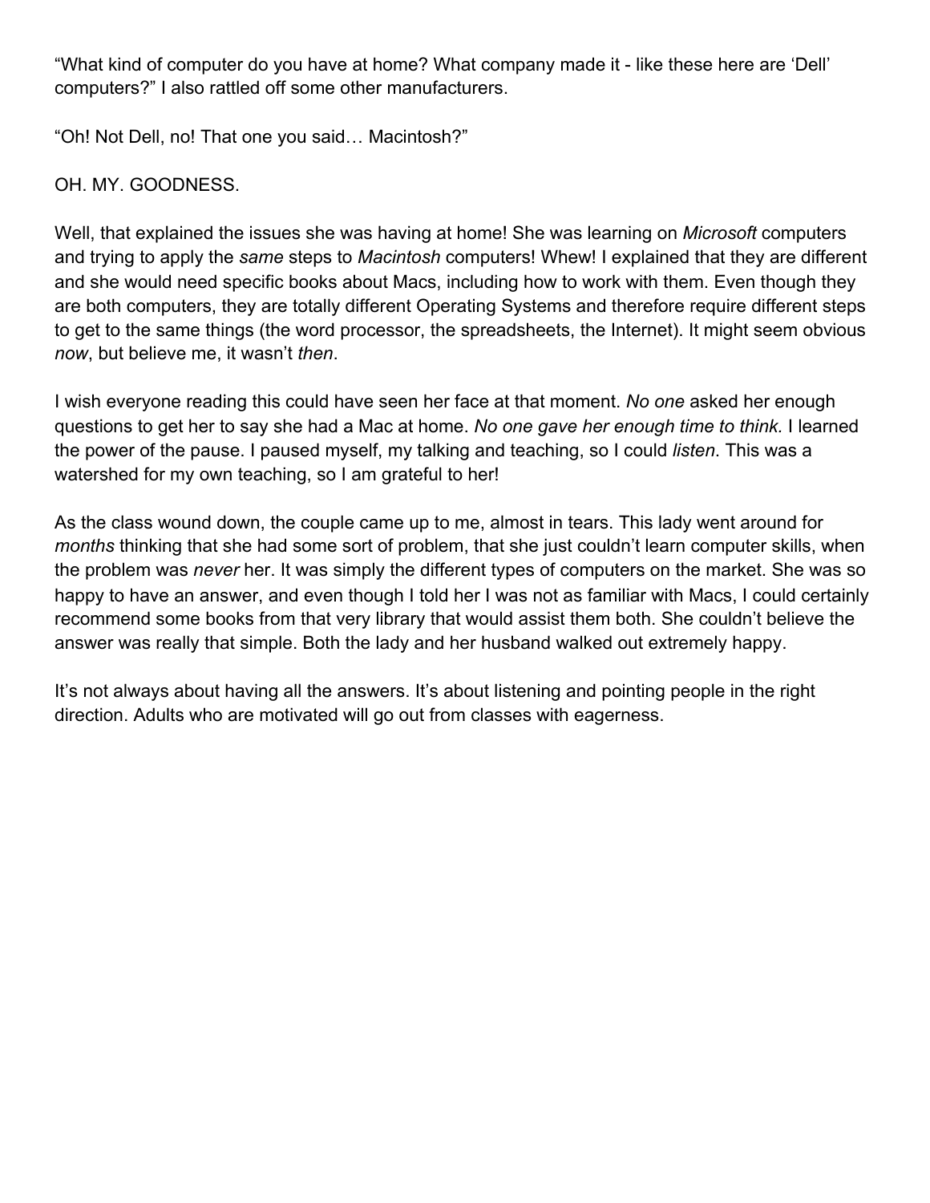"What kind of computer do you have at home? What company made it - like these here are 'Dell' computers?" I also rattled off some other manufacturers.

"Oh! Not Dell, no! That one you said… Macintosh?"

OH. MY. GOODNESS.

Well, that explained the issues she was having at home! She was learning on *Microsoft* computers and trying to apply the *same* steps to *Macintosh* computers! Whew! I explained that they are different and she would need specific books about Macs, including how to work with them. Even though they are both computers, they are totally different Operating Systems and therefore require different steps to get to the same things (the word processor, the spreadsheets, the Internet). It might seem obvious *now*, but believe me, it wasn't *then*.

I wish everyone reading this could have seen her face at that moment. *No one* asked her enough questions to get her to say she had a Mac at home. *No one gave her enough time to think.* I learned the power of the pause. I paused myself, my talking and teaching, so I could *listen*. This was a watershed for my own teaching, so I am grateful to her!

As the class wound down, the couple came up to me, almost in tears. This lady went around for *months* thinking that she had some sort of problem, that she just couldn't learn computer skills, when the problem was *never* her. It was simply the different types of computers on the market. She was so happy to have an answer, and even though I told her I was not as familiar with Macs, I could certainly recommend some books from that very library that would assist them both. She couldn't believe the answer was really that simple. Both the lady and her husband walked out extremely happy.

It's not always about having all the answers. It's about listening and pointing people in the right direction. Adults who are motivated will go out from classes with eagerness.